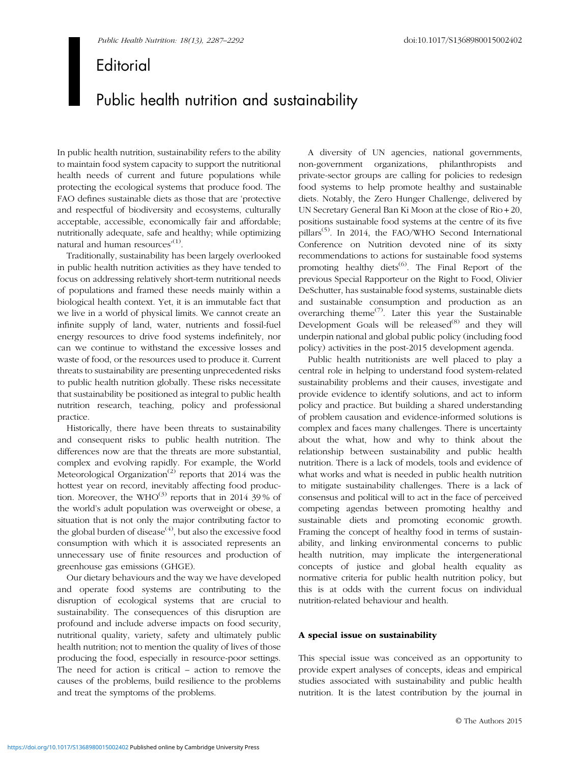# Editorial

## Public health nutrition and sustainability

In public health nutrition, sustainability refers to the ability to maintain food system capacity to support the nutritional health needs of current and future populations while protecting the ecological systems that produce food. The FAO defines sustainable diets as those that are 'protective and respectful of biodiversity and ecosystems, culturally acceptable, accessible, economically fair and affordable; nutritionally adequate, safe and healthy; while optimizing natural and human resources'[1].

Traditionally, sustainability has been largely overlooked in public health nutrition activities as they have tended to focus on addressing relatively short-term nutritional needs of populations and framed these needs mainly within a biological health context. Yet, it is an immutable fact that we live in a world of physical limits. We cannot create an infinite supply of land, water, nutrients and fossil-fuel energy resources to drive food systems indefinitely, nor can we continue to withstand the excessive losses and waste of food, or the resources used to produce it. Current threats to sustainability are presenting unprecedented risks to public health nutrition globally. These risks necessitate that sustainability be positioned as integral to public health nutrition research, teaching, policy and professional practice.

Historically, there have been threats to sustainability and consequent risks to public health nutrition. The differences now are that the threats are more substantial, complex and evolving rapidly. For example, the World Meteorological Organization[2] reports that 2014 was the hottest year on record, inevitably affecting food production. Moreover, the WHO[3] reports that in 2014 39 % of the world's adult population was overweight or obese, a situation that is not only the major contributing factor to the global burden of disease[4], but also the excessive food consumption with which it is associated represents an unnecessary use of finite resources and production of greenhouse gas emissions (GHGE).

Our dietary behaviours and the way we have developed and operate food systems are contributing to the disruption of ecological systems that are crucial to sustainability. The consequences of this disruption are profound and include adverse impacts on food security, nutritional quality, variety, safety and ultimately public health nutrition; not to mention the quality of lives of those producing the food, especially in resource-poor settings. The need for action is critical – action to remove the causes of the problems, build resilience to the problems and treat the symptoms of the problems.

A diversity of UN agencies, national governments, non-government organizations, philanthropists and private-sector groups are calling for policies to redesign food systems to help promote healthy and sustainable diets. Notably, the Zero Hunger Challenge, delivered by UN Secretary General Ban Ki Moon at the close of Rio + 20, positions sustainable food systems at the centre of its five pillars[5]. In 2014, the FAO/WHO Second International Conference on Nutrition devoted nine of its sixty recommendations to actions for sustainable food systems promoting healthy diets[6]. The Final Report of the previous Special Rapporteur on the Right to Food, Olivier DeSchutter, has sustainable food systems, sustainable diets and sustainable consumption and production as an overarching theme[7]. Later this year the Sustainable Development Goals will be released[8] and they will underpin national and global public policy (including food policy) activities in the post-2015 development agenda.

Public health nutritionists are well placed to play a central role in helping to understand food system-related sustainability problems and their causes, investigate and provide evidence to identify solutions, and act to inform policy and practice. But building a shared understanding of problem causation and evidence-informed solutions is complex and faces many challenges. There is uncertainty about the what, how and why to think about the relationship between sustainability and public health nutrition. There is a lack of models, tools and evidence of what works and what is needed in public health nutrition to mitigate sustainability challenges. There is a lack of consensus and political will to act in the face of perceived competing agendas between promoting healthy and sustainable diets and promoting economic growth. Framing the concept of healthy food in terms of sustainability, and linking environmental concerns to public health nutrition, may implicate the intergenerational concepts of justice and global health equality as normative criteria for public health nutrition policy, but this is at odds with the current focus on individual nutrition-related behaviour and health.

### A special issue on sustainability

This special issue was conceived as an opportunity to provide expert analyses of concepts, ideas and empirical studies associated with sustainability and public health nutrition. It is the latest contribution by the journal in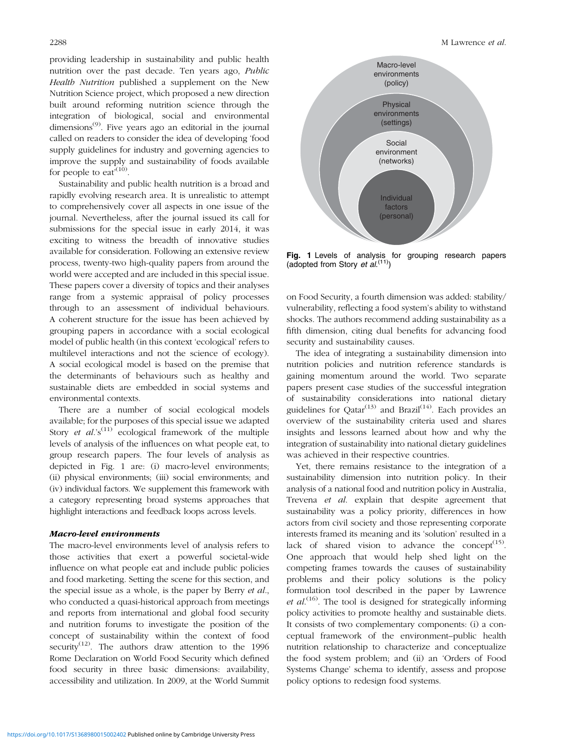providing leadership in sustainability and public health nutrition over the past decade. Ten years ago, *Public Health Nutrition* published a supplement on the New Nutrition Science project, which proposed a new direction built around reforming nutrition science through the integration of biological, social and environmental dimensions[9]. Five years ago an editorial in the journal called on readers to consider the idea of developing 'food supply guidelines for industry and governing agencies to improve the supply and sustainability of foods available for people to eat'[10].

Sustainability and public health nutrition is a broad and rapidly evolving research area. It is unrealistic to attempt to comprehensively cover all aspects in one issue of the journal. Nevertheless, after the journal issued its call for submissions for the special issue in early 2014, it was exciting to witness the breadth of innovative studies available for consideration. Following an extensive review process, twenty-two high-quality papers from around the world were accepted and are included in this special issue. These papers cover a diversity of topics and their analyses range from a systemic appraisal of policy processes through to an assessment of individual behaviours. A coherent structure for the issue has been achieved by grouping papers in accordance with a social ecological model of public health (in this context 'ecological' refers to multilevel interactions and not the science of ecology). A social ecological model is based on the premise that the determinants of behaviours such as healthy and sustainable diets are embedded in social systems and environmental contexts.

There are a number of social ecological models available; for the purposes of this special issue we adapted Story *et al.*'s[11] ecological framework of the multiple levels of analysis of the influences on what people eat, to group research papers. The four levels of analysis as depicted in Fig. 1 are: (i) macro-level environments; (ii) physical environments; (iii) social environments; and (iv) individual factors. We supplement this framework with a category representing broad systems approaches that highlight interactions and feedback loops across levels.

Macro-level environments (policy)

Physical environments (settings)

Social environment (networks)

Individual factors (personal)

**Fig. 1** Levels of analysis for grouping research papers (adopted from Story *et al.*[11])

### Macro-level environments

The macro-level environments level of analysis refers to those activities that exert a powerful societal-wide influence on what people eat and include public policies and food marketing. Setting the scene for this section, and the special issue as a whole, is the paper by Berry *et al.*, who conducted a quasi-historical approach from meetings and reports from international and global food security and nutrition forums to investigate the position of the concept of sustainability within the context of food security[12]. The authors draw attention to the 1996 Rome Declaration on World Food Security which defined food security in three basic dimensions: availability, accessibility and utilization. In 2009, at the World Summit on Food Security, a fourth dimension was added: stability/vulnerability, reflecting a food system's ability to withstand shocks. The authors recommend adding sustainability as a fifth dimension, citing dual benefits for advancing food security and sustainability causes.

The idea of integrating a sustainability dimension into nutrition policies and nutrition reference standards is gaining momentum around the world. Two separate papers present case studies of the successful integration of sustainability considerations into national dietary guidelines for Qatar[13] and Brazil[14]. Each provides an overview of the sustainability criteria used and shares insights and lessons learned about how and why the integration of sustainability into national dietary guidelines was achieved in their respective countries.

Yet, there remains resistance to the integration of a sustainability dimension into nutrition policy. In their analysis of a national food and nutrition policy in Australia, Trevena *et al.* explain that despite agreement that sustainability was a policy priority, differences in how actors from civil society and those representing corporate interests framed its meaning and its 'solution' resulted in a lack of shared vision to advance the concept[15]. One approach that would help shed light on the competing frames towards the causes of sustainability problems and their policy solutions is the policy formulation tool described in the paper by Lawrence *et al.*[16]. The tool is designed for strategically informing policy activities to promote healthy and sustainable diets. It consists of two complementary components: (i) a conceptual framework of the environment–public health nutrition relationship to characterize and conceptualize the food system problem; and (ii) an 'Orders of Food Systems Change' schema to identify, assess and propose policy options to redesign food systems.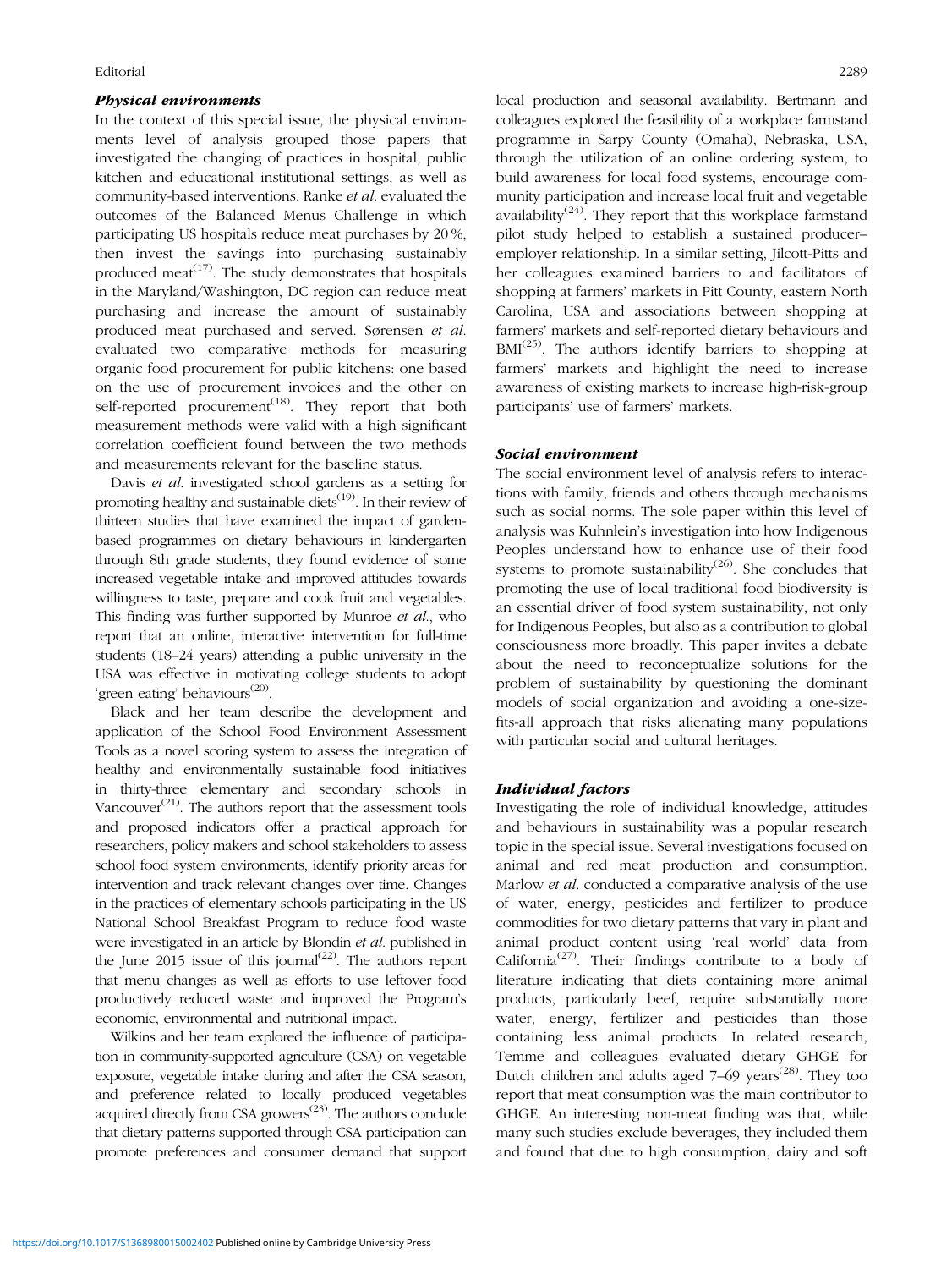### Physical environments

In the context of this special issue, the physical environments level of analysis grouped those papers that investigated the changing of practices in hospital, public kitchen and educational institutional settings, as well as community-based interventions. Ranke *et al.* evaluated the outcomes of the Balanced Menus Challenge in which participating US hospitals reduce meat purchases by 20 %, then invest the savings into purchasing sustainably produced meat[17]. The study demonstrates that hospitals in the Maryland/Washington, DC region can reduce meat purchasing and increase the amount of sustainably produced meat purchased and served. Sørensen *et al.* evaluated two comparative methods for measuring organic food procurement for public kitchens: one based on the use of procurement invoices and the other on self-reported procurement[18]. They report that both measurement methods were valid with a high significant correlation coefficient found between the two methods and measurements relevant for the baseline status.

Davis *et al.* investigated school gardens as a setting for promoting healthy and sustainable diets[19]. In their review of thirteen studies that have examined the impact of garden-based programmes on dietary behaviours in kindergarten through 8th grade students, they found evidence of some increased vegetable intake and improved attitudes towards willingness to taste, prepare and cook fruit and vegetables. This finding was further supported by Munroe *et al.*, who report that an online, interactive intervention for full-time students (18–24 years) attending a public university in the USA was effective in motivating college students to adopt 'green eating' behaviours[20].

Black and her team describe the development and application of the School Food Environment Assessment Tools as a novel scoring system to assess the integration of healthy and environmentally sustainable food initiatives in thirty-three elementary and secondary schools in Vancouver[21]. The authors report that the assessment tools and proposed indicators offer a practical approach for researchers, policy makers and school stakeholders to assess school food system environments, identify priority areas for intervention and track relevant changes over time. Changes in the practices of elementary schools participating in the US National School Breakfast Program to reduce food waste were investigated in an article by Blondin *et al.* published in the June 2015 issue of this journal[22]. The authors report that menu changes as well as efforts to use leftover food productively reduced waste and improved the Program's economic, environmental and nutritional impact.

Wilkins and her team explored the influence of participation in community-supported agriculture (CSA) on vegetable exposure, vegetable intake during and after the CSA season, and preference related to locally produced vegetables acquired directly from CSA growers[23]. The authors conclude that dietary patterns supported through CSA participation can promote preferences and consumer demand that support local production and seasonal availability. Bertmann and colleagues explored the feasibility of a workplace farmstand programme in Sarpy County (Omaha), Nebraska, USA, through the utilization of an online ordering system, to build awareness for local food systems, encourage community participation and increase local fruit and vegetable availability[24]. They report that this workplace farmstand pilot study helped to establish a sustained producer–employer relationship. In a similar setting, Jilcott-Pitts and her colleagues examined barriers to and facilitators of shopping at farmers' markets in Pitt County, eastern North Carolina, USA and associations between shopping at farmers' markets and self-reported dietary behaviours and BMI[25]. The authors identify barriers to shopping at farmers' markets and highlight the need to increase awareness of existing markets to increase high-risk-group participants' use of farmers' markets.

### Social environment

The social environment level of analysis refers to interactions with family, friends and others through mechanisms such as social norms. The sole paper within this level of analysis was Kuhnlein's investigation into how Indigenous Peoples understand how to enhance use of their food systems to promote sustainability[26]. She concludes that promoting the use of local traditional food biodiversity is an essential driver of food system sustainability, not only for Indigenous Peoples, but also as a contribution to global consciousness more broadly. This paper invites a debate about the need to reconceptualize solutions for the problem of sustainability by questioning the dominant models of social organization and avoiding a one-size-fits-all approach that risks alienating many populations with particular social and cultural heritages.

### Individual factors

Investigating the role of individual knowledge, attitudes and behaviours in sustainability was a popular research topic in the special issue. Several investigations focused on animal and red meat production and consumption. Marlow *et al.* conducted a comparative analysis of the use of water, energy, pesticides and fertilizer to produce commodities for two dietary patterns that vary in plant and animal product content using 'real world' data from California[27]. Their findings contribute to a body of literature indicating that diets containing more animal products, particularly beef, require substantially more water, energy, fertilizer and pesticides than those containing less animal products. In related research, Temme and colleagues evaluated dietary GHGE for Dutch children and adults aged 7–69 years[28]. They too report that meat consumption was the main contributor to GHGE. An interesting non-meat finding was that, while many such studies exclude beverages, they included them and found that due to high consumption, dairy and soft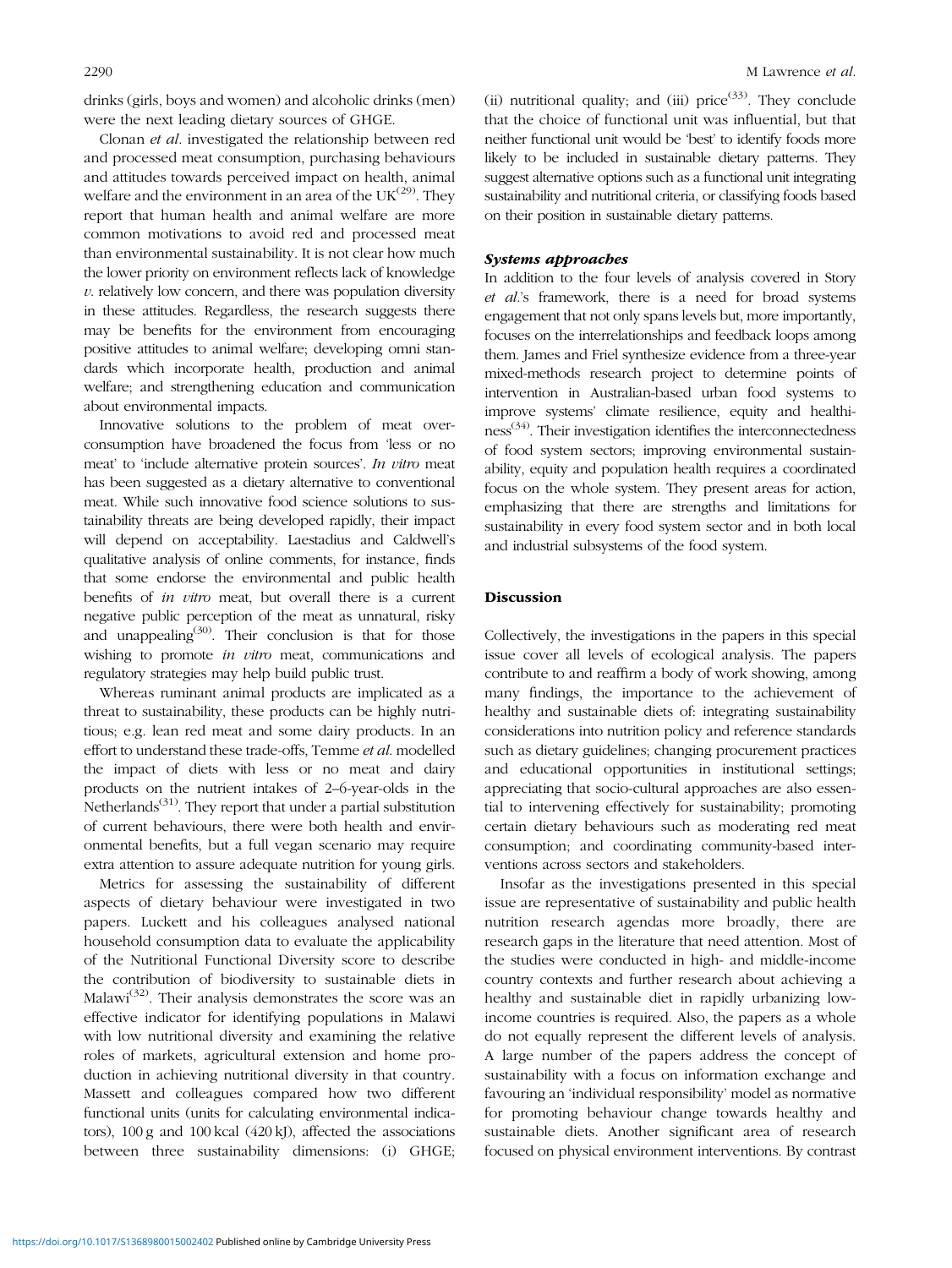drinks (girls, boys and women) and alcoholic drinks (men) were the next leading dietary sources of GHGE.

Clonan *et al.* investigated the relationship between red and processed meat consumption, purchasing behaviours and attitudes towards perceived impact on health, animal welfare and the environment in an area of the UK[29]. They report that human health and animal welfare are more common motivations to avoid red and processed meat than environmental sustainability. It is not clear how much the lower priority on environment reflects lack of knowledge *v.* relatively low concern, and there was population diversity in these attitudes. Regardless, the research suggests there may be benefits for the environment from encouraging positive attitudes to animal welfare; developing omni standards which incorporate health, production and animal welfare; and strengthening education and communication about environmental impacts.

Innovative solutions to the problem of meat overconsumption have broadened the focus from 'less or no meat' to 'include alternative protein sources'. *In vitro* meat has been suggested as a dietary alternative to conventional meat. While such innovative food science solutions to sustainability threats are being developed rapidly, their impact will depend on acceptability. Laestadius and Caldwell's qualitative analysis of online comments, for instance, finds that some endorse the environmental and public health benefits of *in vitro* meat, but overall there is a current negative public perception of the meat as unnatural, risky and unappealing[30]. Their conclusion is that for those wishing to promote *in vitro* meat, communications and regulatory strategies may help build public trust.

Whereas ruminant animal products are implicated as a threat to sustainability, these products can be highly nutritious; e.g. lean red meat and some dairy products. In an effort to understand these trade-offs, Temme *et al.* modelled the impact of diets with less or no meat and dairy products on the nutrient intakes of 2–6-year-olds in the Netherlands[31]. They report that under a partial substitution of current behaviours, there were both health and environmental benefits, but a full vegan scenario may require extra attention to assure adequate nutrition for young girls.

Metrics for assessing the sustainability of different aspects of dietary behaviour were investigated in two papers. Luckett and his colleagues analysed national household consumption data to evaluate the applicability of the Nutritional Functional Diversity score to describe the contribution of biodiversity to sustainable diets in Malawi[32]. Their analysis demonstrates the score was an effective indicator for identifying populations in Malawi with low nutritional diversity and examining the relative roles of markets, agricultural extension and home production in achieving nutritional diversity in that country. Massett and colleagues compared how two different functional units (units for calculating environmental indicators), 100 g and 100 kcal (420 kJ), affected the associations between three sustainability dimensions: (i) GHGE; (ii) nutritional quality; and (iii) price[33]. They conclude that the choice of functional unit was influential, but that neither functional unit would be 'best' to identify foods more likely to be included in sustainable dietary patterns. They suggest alternative options such as a functional unit integrating sustainability and nutritional criteria, or classifying foods based on their position in sustainable dietary patterns.

### *Systems approaches*

In addition to the four levels of analysis covered in Story *et al.*'s framework, there is a need for broad systems engagement that not only spans levels but, more importantly, focuses on the interrelationships and feedback loops among them. James and Friel synthesize evidence from a three-year mixed-methods research project to determine points of intervention in Australian-based urban food systems to improve systems' climate resilience, equity and healthiness[34]. Their investigation identifies the interconnectedness of food system sectors; improving environmental sustainability, equity and population health requires a coordinated focus on the whole system. They present areas for action, emphasizing that there are strengths and limitations for sustainability in every food system sector and in both local and industrial subsystems of the food system.

## Discussion

Collectively, the investigations in the papers in this special issue cover all levels of ecological analysis. The papers contribute to and reaffirm a body of work showing, among many findings, the importance to the achievement of healthy and sustainable diets of: integrating sustainability considerations into nutrition policy and reference standards such as dietary guidelines; changing procurement practices and educational opportunities in institutional settings; appreciating that socio-cultural approaches are also essential to intervening effectively for sustainability; promoting certain dietary behaviours such as moderating red meat consumption; and coordinating community-based interventions across sectors and stakeholders.

Insofar as the investigations presented in this special issue are representative of sustainability and public health nutrition research agendas more broadly, there are research gaps in the literature that need attention. Most of the studies were conducted in high- and middle-income country contexts and further research about achieving a healthy and sustainable diet in rapidly urbanizing low-income countries is required. Also, the papers as a whole do not equally represent the different levels of analysis. A large number of the papers address the concept of sustainability with a focus on information exchange and favouring an 'individual responsibility' model as normative for promoting behaviour change towards healthy and sustainable diets. Another significant area of research focused on physical environment interventions. By contrast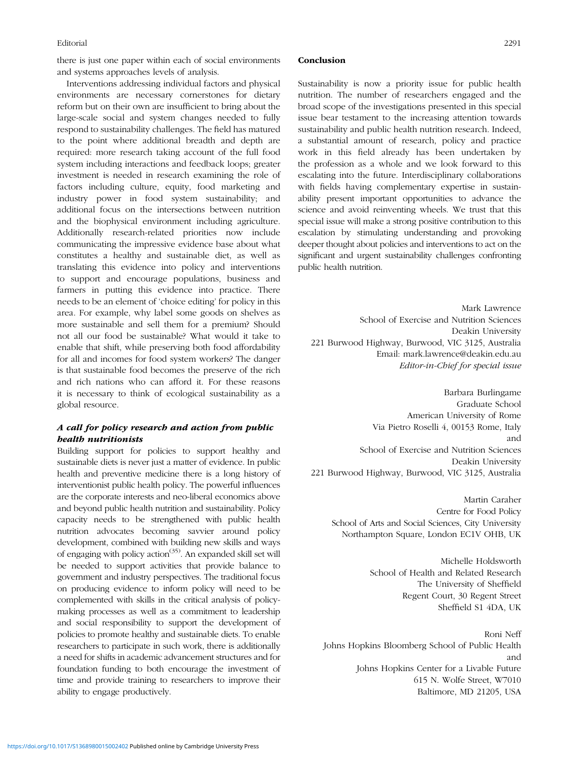there is just one paper within each of social environments and systems approaches levels of analysis.

Interventions addressing individual factors and physical environments are necessary cornerstones for dietary reform but on their own are insufficient to bring about the large-scale social and system changes needed to fully respond to sustainability challenges. The field has matured to the point where additional breadth and depth are required: more research taking account of the full food system including interactions and feedback loops; greater investment is needed in research examining the role of factors including culture, equity, food marketing and industry power in food system sustainability; and additional focus on the intersections between nutrition and the biophysical environment including agriculture. Additionally research-related priorities now include communicating the impressive evidence base about what constitutes a healthy and sustainable diet, as well as translating this evidence into policy and interventions to support and encourage populations, business and farmers in putting this evidence into practice. There needs to be an element of 'choice editing' for policy in this area. For example, why label some goods on shelves as more sustainable and sell them for a premium? Should not all our food be sustainable? What would it take to enable that shift, while preserving both food affordability for all and incomes for food system workers? The danger is that sustainable food becomes the preserve of the rich and rich nations who can afford it. For these reasons it is necessary to think of ecological sustainability as a global resource.

### *A call for policy research and action from public health nutritionists*

Building support for policies to support healthy and sustainable diets is never just a matter of evidence. In public health and preventive medicine there is a long history of interventionist public health policy. The powerful influences are the corporate interests and neo-liberal economics above and beyond public health nutrition and sustainability. Policy capacity needs to be strengthened with public health nutrition advocates becoming savvier around policy development, combined with building new skills and ways of engaging with policy action[35]. An expanded skill set will be needed to support activities that provide balance to government and industry perspectives. The traditional focus on producing evidence to inform policy will need to be complemented with skills in the critical analysis of policy-making processes as well as a commitment to leadership and social responsibility to support the development of policies to promote healthy and sustainable diets. To enable researchers to participate in such work, there is additionally a need for shifts in academic advancement structures and for foundation funding to both encourage the investment of time and provide training to researchers to improve their ability to engage productively.

### Conclusion

Sustainability is now a priority issue for public health nutrition. The number of researchers engaged and the broad scope of the investigations presented in this special issue bear testament to the increasing attention towards sustainability and public health nutrition research. Indeed, a substantial amount of research, policy and practice work in this field already has been undertaken by the profession as a whole and we look forward to this escalating into the future. Interdisciplinary collaborations with fields having complementary expertise in sustainability present important opportunities to advance the science and avoid reinventing wheels. We trust that this special issue will make a strong positive contribution to this escalation by stimulating understanding and provoking deeper thought about policies and interventions to act on the significant and urgent sustainability challenges confronting public health nutrition.

Mark Lawrence
School of Exercise and Nutrition Sciences
Deakin University
221 Burwood Highway, Burwood, VIC 3125, Australia
Email: mark.lawrence@deakin.edu.au
*Editor-in-Chief for special issue*

Barbara Burlingame
Graduate School
American University of Rome
Via Pietro Roselli 4, 00153 Rome, Italy
and
School of Exercise and Nutrition Sciences
Deakin University
221 Burwood Highway, Burwood, VIC 3125, Australia

Martin Caraher
Centre for Food Policy
School of Arts and Social Sciences, City University
Northampton Square, London EC1V OHB, UK

Michelle Holdsworth
School of Health and Related Research
The University of Sheffield
Regent Court, 30 Regent Street
Sheffield S1 4DA, UK

Roni Neff
Johns Hopkins Bloomberg School of Public Health
and
Johns Hopkins Center for a Livable Future
615 N. Wolfe Street, W7010
Baltimore, MD 21205, USA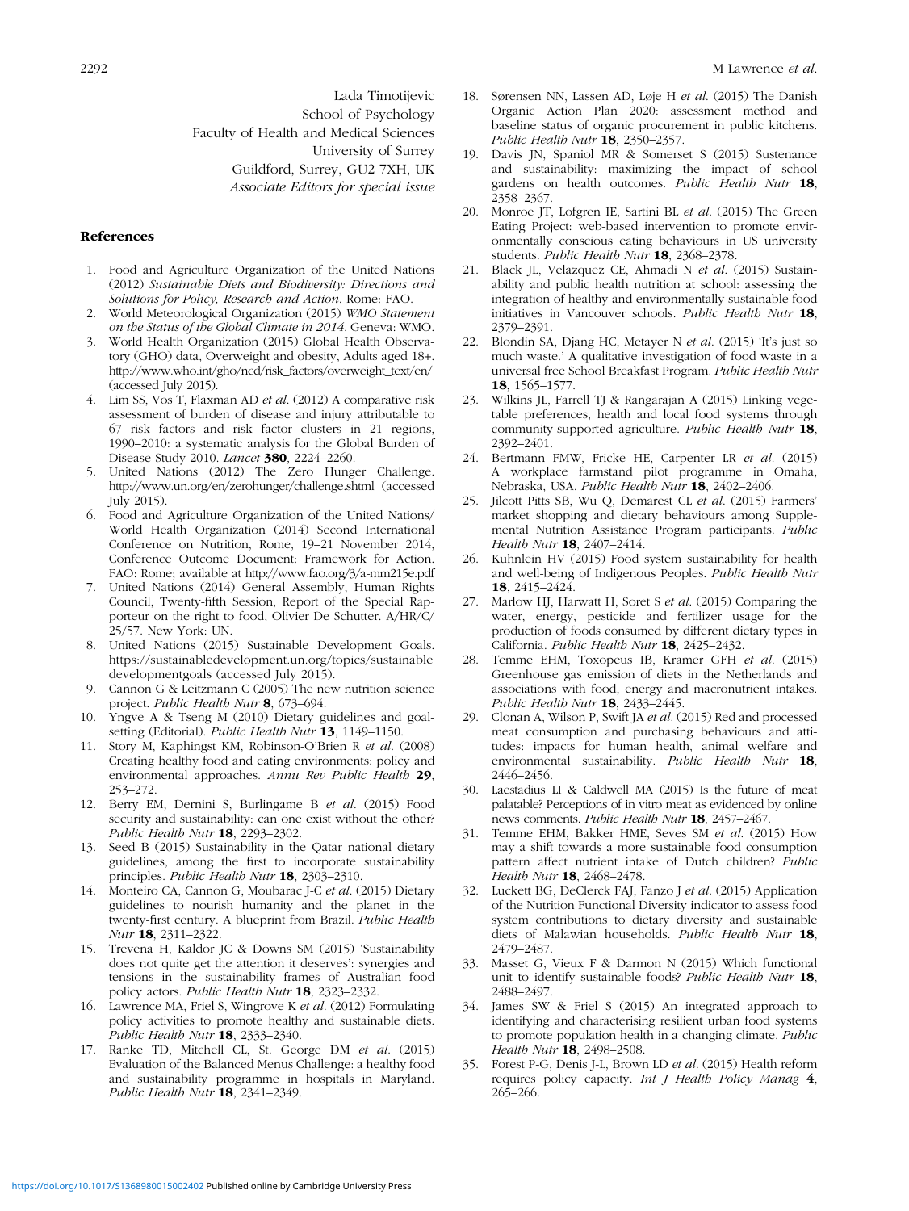Lada Timotijevic
School of Psychology
Faculty of Health and Medical Sciences
University of Surrey
Guildford, Surrey, GU2 7XH, UK
*Associate Editors for special issue*

## References

1. Food and Agriculture Organization of the United Nations (2012) *Sustainable Diets and Biodiversity: Directions and Solutions for Policy, Research and Action*. Rome: FAO.
2. World Meteorological Organization (2015) *WMO Statement on the Status of the Global Climate in 2014*. Geneva: WMO.
3. World Health Organization (2015) Global Health Observatory (GHO) data, Overweight and obesity, Adults aged 18+. http://www.who.int/gho/ncd/risk_factors/overweight_text/en/ (accessed July 2015).
4. Lim SS, Vos T, Flaxman AD *et al.* (2012) A comparative risk assessment of burden of disease and injury attributable to 67 risk factors and risk factor clusters in 21 regions, 1990–2010: a systematic analysis for the Global Burden of Disease Study 2010. *Lancet* **380**, 2224–2260.
5. United Nations (2012) The Zero Hunger Challenge. http://www.un.org/en/zerohunger/challenge.shtml (accessed July 2015).
6. Food and Agriculture Organization of the United Nations/World Health Organization (2014) Second International Conference on Nutrition, Rome, 19–21 November 2014, Conference Outcome Document: Framework for Action. FAO: Rome; available at http://www.fao.org/3/a-mm215e.pdf
7. United Nations (2014) General Assembly, Human Rights Council, Twenty-fifth Session, Report of the Special Rapporteur on the right to food, Olivier De Schutter. A/HR/C/25/57. New York: UN.
8. United Nations (2015) Sustainable Development Goals. https://sustainabledevelopment.un.org/topics/sustainabledevelopmentgoals (accessed July 2015).
9. Cannon G & Leitzmann C (2005) The new nutrition science project. *Public Health Nutr* **8**, 673–694.
10. Yngve A & Tseng M (2010) Dietary guidelines and goal-setting (Editorial). *Public Health Nutr* **13**, 1149–1150.
11. Story M, Kaphingst KM, Robinson-O'Brien R *et al.* (2008) Creating healthy food and eating environments: policy and environmental approaches. *Annu Rev Public Health* **29**, 253–272.
12. Berry EM, Dernini S, Burlingame B *et al.* (2015) Food security and sustainability: can one exist without the other? *Public Health Nutr* **18**, 2293–2302.
13. Seed B (2015) Sustainability in the Qatar national dietary guidelines, among the first to incorporate sustainability principles. *Public Health Nutr* **18**, 2303–2310.
14. Monteiro CA, Cannon G, Moubarac J-C *et al.* (2015) Dietary guidelines to nourish humanity and the planet in the twenty-first century. A blueprint from Brazil. *Public Health Nutr* **18**, 2311–2322.
15. Trevena H, Kaldor JC & Downs SM (2015) 'Sustainability does not quite get the attention it deserves': synergies and tensions in the sustainability frames of Australian food policy actors. *Public Health Nutr* **18**, 2323–2332.
16. Lawrence MA, Friel S, Wingrove K *et al.* (2012) Formulating policy activities to promote healthy and sustainable diets. *Public Health Nutr* **18**, 2333–2340.
17. Ranke TD, Mitchell CL, St. George DM *et al.* (2015) Evaluation of the Balanced Menus Challenge: a healthy food and sustainability programme in hospitals in Maryland. *Public Health Nutr* **18**, 2341–2349.
18. Sørensen NN, Lassen AD, Løje H *et al.* (2015) The Danish Organic Action Plan 2020: assessment method and baseline status of organic procurement in public kitchens. *Public Health Nutr* **18**, 2350–2357.
19. Davis JN, Spaniol MR & Somerset S (2015) Sustenance and sustainability: maximizing the impact of school gardens on health outcomes. *Public Health Nutr* **18**, 2358–2367.
20. Monroe JT, Lofgren IE, Sartini BL *et al.* (2015) The Green Eating Project: web-based intervention to promote environmentally conscious eating behaviours in US university students. *Public Health Nutr* **18**, 2368–2378.
21. Black JL, Velazquez CE, Ahmadi N *et al.* (2015) Sustainability and public health nutrition at school: assessing the integration of healthy and environmentally sustainable food initiatives in Vancouver schools. *Public Health Nutr* **18**, 2379–2391.
22. Blondin SA, Djang HC, Metayer N *et al.* (2015) 'It's just so much waste.' A qualitative investigation of food waste in a universal free School Breakfast Program. *Public Health Nutr* **18**, 1565–1577.
23. Wilkins JL, Farrell TJ & Rangarajan A (2015) Linking vegetable preferences, health and local food systems through community-supported agriculture. *Public Health Nutr* **18**, 2392–2401.
24. Bertmann FMW, Fricke HE, Carpenter LR *et al.* (2015) A workplace farmstand pilot programme in Omaha, Nebraska, USA. *Public Health Nutr* **18**, 2402–2406.
25. Jilcott Pitts SB, Wu Q, Demarest CL *et al.* (2015) Farmers' market shopping and dietary behaviours among Supplemental Nutrition Assistance Program participants. *Public Health Nutr* **18**, 2407–2414.
26. Kuhnlein HV (2015) Food system sustainability for health and well-being of Indigenous Peoples. *Public Health Nutr* **18**, 2415–2424.
27. Marlow HJ, Harwatt H, Soret S *et al.* (2015) Comparing the water, energy, pesticide and fertilizer usage for the production of foods consumed by different dietary types in California. *Public Health Nutr* **18**, 2425–2432.
28. Temme EHM, Toxopeus IB, Kramer GFH *et al.* (2015) Greenhouse gas emission of diets in the Netherlands and associations with food, energy and macronutrient intakes. *Public Health Nutr* **18**, 2433–2445.
29. Clonan A, Wilson P, Swift JA *et al.* (2015) Red and processed meat consumption and purchasing behaviours and attitudes: impacts for human health, animal welfare and environmental sustainability. *Public Health Nutr* **18**, 2446–2456.
30. Laestadius LI & Caldwell MA (2015) Is the future of meat palatable? Perceptions of in vitro meat as evidenced by online news comments. *Public Health Nutr* **18**, 2457–2467.
31. Temme EHM, Bakker HME, Seves SM *et al.* (2015) How may a shift towards a more sustainable food consumption pattern affect nutrient intake of Dutch children? *Public Health Nutr* **18**, 2468–2478.
32. Luckett BG, DeClerck FAJ, Fanzo J *et al.* (2015) Application of the Nutrition Functional Diversity indicator to assess food system contributions to dietary diversity and sustainable diets of Malawian households. *Public Health Nutr* **18**, 2479–2487.
33. Masset G, Vieux F & Darmon N (2015) Which functional unit to identify sustainable foods? *Public Health Nutr* **18**, 2488–2497.
34. James SW & Friel S (2015) An integrated approach to identifying and characterising resilient urban food systems to promote population health in a changing climate. *Public Health Nutr* **18**, 2498–2508.
35. Forest P-G, Denis J-L, Brown LD *et al.* (2015) Health reform requires policy capacity. *Int J Health Policy Manag* **4**, 265–266.